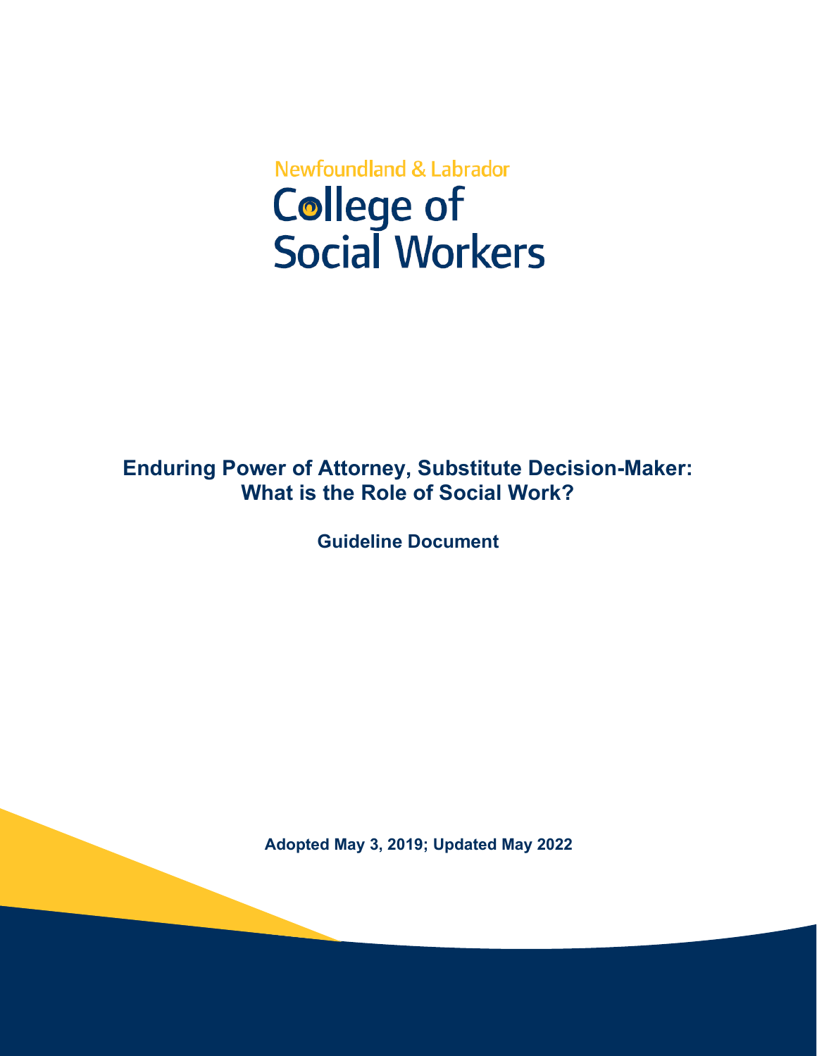Newfoundland & Labrador

College of Social Workers

# Enduring Power of Attorney, Substitute Decision-Maker: What is the Role of Social Work?

**Guideline Document**

**Adopted May 3, 2019; Updated May 2022**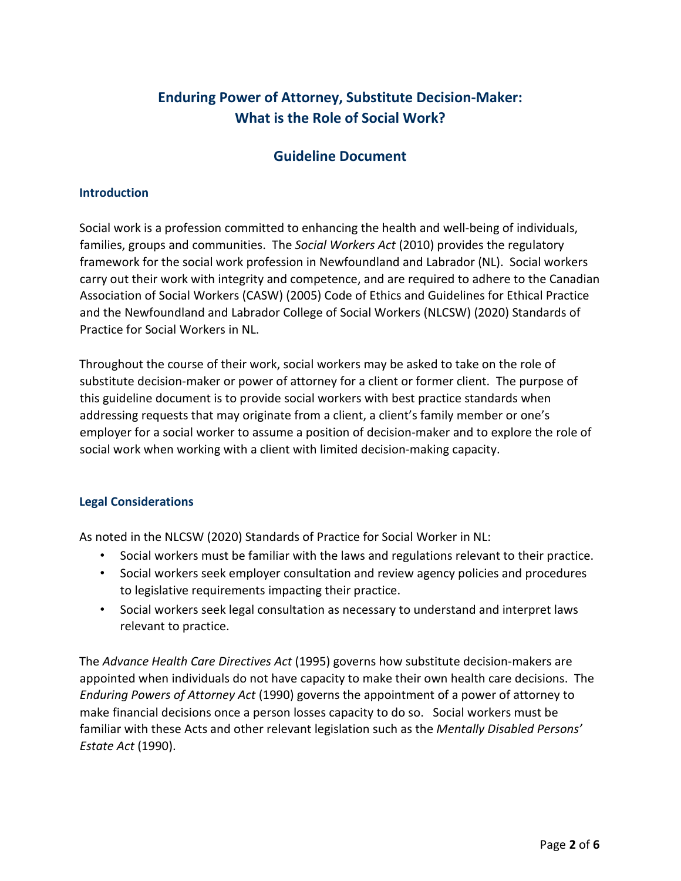# Enduring Power of Attorney, Substitute Decision-Maker: What is the Role of Social Work?

## Guideline Document

### Introduction

Social work is a profession committed to enhancing the health and well-being of individuals, families, groups and communities. The *Social Workers Act* (2010) provides the regulatory framework for the social work profession in Newfoundland and Labrador (NL). Social workers carry out their work with integrity and competence, and are required to adhere to the Canadian Association of Social Workers (CASW) (2005) Code of Ethics and Guidelines for Ethical Practice and the Newfoundland and Labrador College of Social Workers (NLCSW) (2020) Standards of Practice for Social Workers in NL.

Throughout the course of their work, social workers may be asked to take on the role of substitute decision-maker or power of attorney for a client or former client. The purpose of this guideline document is to provide social workers with best practice standards when addressing requests that may originate from a client, a client's family member or one's employer for a social worker to assume a position of decision-maker and to explore the role of social work when working with a client with limited decision-making capacity.

### Legal Considerations

As noted in the NLCSW (2020) Standards of Practice for Social Worker in NL:

- Social workers must be familiar with the laws and regulations relevant to their practice.
- Social workers seek employer consultation and review agency policies and procedures to legislative requirements impacting their practice.
- Social workers seek legal consultation as necessary to understand and interpret laws relevant to practice.

The *Advance Health Care Directives Act* (1995) governs how substitute decision-makers are appointed when individuals do not have capacity to make their own health care decisions. The *Enduring Powers of Attorney Act* (1990) governs the appointment of a power of attorney to make financial decisions once a person losses capacity to do so. Social workers must be familiar with these Acts and other relevant legislation such as the *Mentally Disabled Persons' Estate Act* (1990).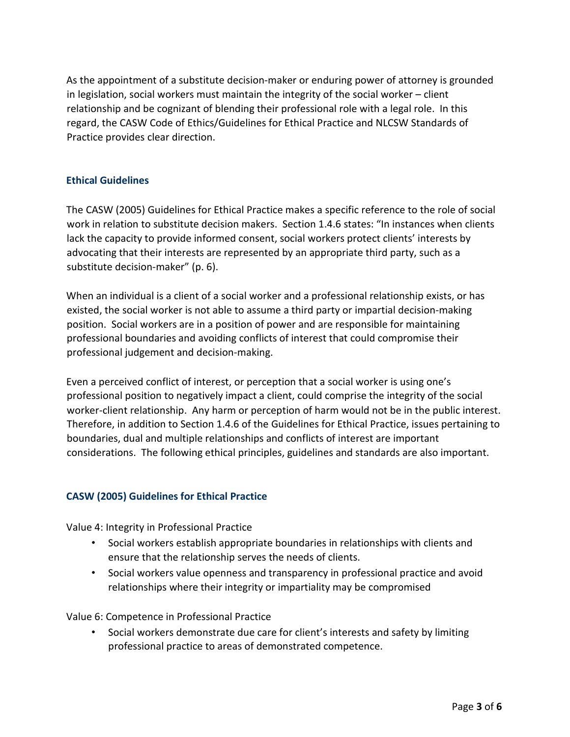As the appointment of a substitute decision-maker or enduring power of attorney is grounded in legislation, social workers must maintain the integrity of the social worker – client relationship and be cognizant of blending their professional role with a legal role. In this regard, the CASW Code of Ethics/Guidelines for Ethical Practice and NLCSW Standards of Practice provides clear direction.

## Ethical Guidelines

The CASW (2005) Guidelines for Ethical Practice makes a specific reference to the role of social work in relation to substitute decision makers. Section 1.4.6 states: "In instances when clients lack the capacity to provide informed consent, social workers protect clients' interests by advocating that their interests are represented by an appropriate third party, such as a substitute decision-maker" (p. 6).

When an individual is a client of a social worker and a professional relationship exists, or has existed, the social worker is not able to assume a third party or impartial decision-making position. Social workers are in a position of power and are responsible for maintaining professional boundaries and avoiding conflicts of interest that could compromise their professional judgement and decision-making.

Even a perceived conflict of interest, or perception that a social worker is using one's professional position to negatively impact a client, could comprise the integrity of the social worker-client relationship. Any harm or perception of harm would not be in the public interest. Therefore, in addition to Section 1.4.6 of the Guidelines for Ethical Practice, issues pertaining to boundaries, dual and multiple relationships and conflicts of interest are important considerations. The following ethical principles, guidelines and standards are also important.

## CASW (2005) Guidelines for Ethical Practice

Value 4: Integrity in Professional Practice

- Social workers establish appropriate boundaries in relationships with clients and ensure that the relationship serves the needs of clients.
- Social workers value openness and transparency in professional practice and avoid relationships where their integrity or impartiality may be compromised

Value 6: Competence in Professional Practice

- Social workers demonstrate due care for client's interests and safety by limiting professional practice to areas of demonstrated competence.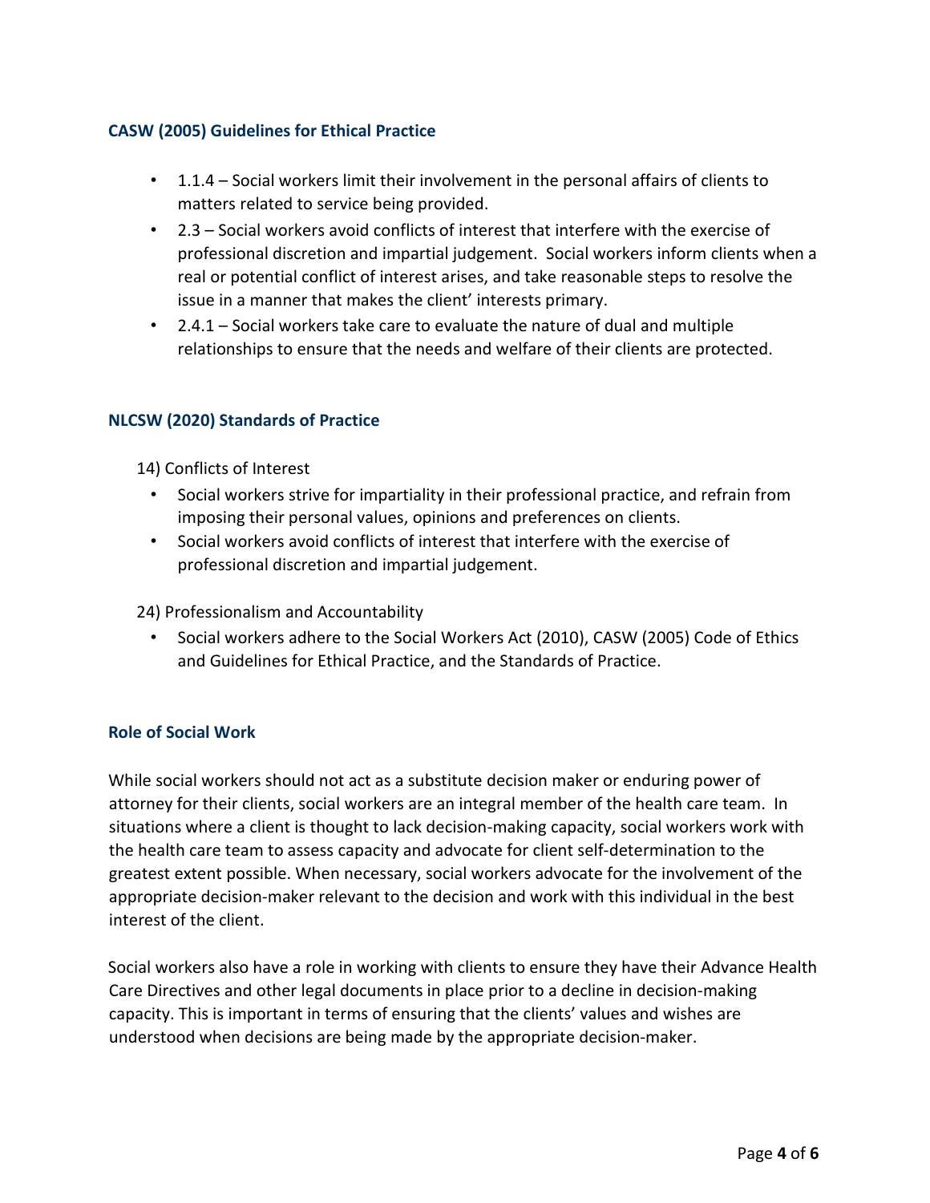### CASW (2005) Guidelines for Ethical Practice

- 1.1.4 – Social workers limit their involvement in the personal affairs of clients to matters related to service being provided.
- 2.3 – Social workers avoid conflicts of interest that interfere with the exercise of professional discretion and impartial judgement. Social workers inform clients when a real or potential conflict of interest arises, and take reasonable steps to resolve the issue in a manner that makes the client' interests primary.
- 2.4.1 – Social workers take care to evaluate the nature of dual and multiple relationships to ensure that the needs and welfare of their clients are protected.

### NLCSW (2020) Standards of Practice

14) Conflicts of Interest

- Social workers strive for impartiality in their professional practice, and refrain from imposing their personal values, opinions and preferences on clients.
- Social workers avoid conflicts of interest that interfere with the exercise of professional discretion and impartial judgement.

24) Professionalism and Accountability

- Social workers adhere to the Social Workers Act (2010), CASW (2005) Code of Ethics and Guidelines for Ethical Practice, and the Standards of Practice.

### Role of Social Work

While social workers should not act as a substitute decision maker or enduring power of attorney for their clients, social workers are an integral member of the health care team. In situations where a client is thought to lack decision-making capacity, social workers work with the health care team to assess capacity and advocate for client self-determination to the greatest extent possible. When necessary, social workers advocate for the involvement of the appropriate decision-maker relevant to the decision and work with this individual in the best interest of the client.

Social workers also have a role in working with clients to ensure they have their Advance Health Care Directives and other legal documents in place prior to a decline in decision-making capacity. This is important in terms of ensuring that the clients' values and wishes are understood when decisions are being made by the appropriate decision-maker.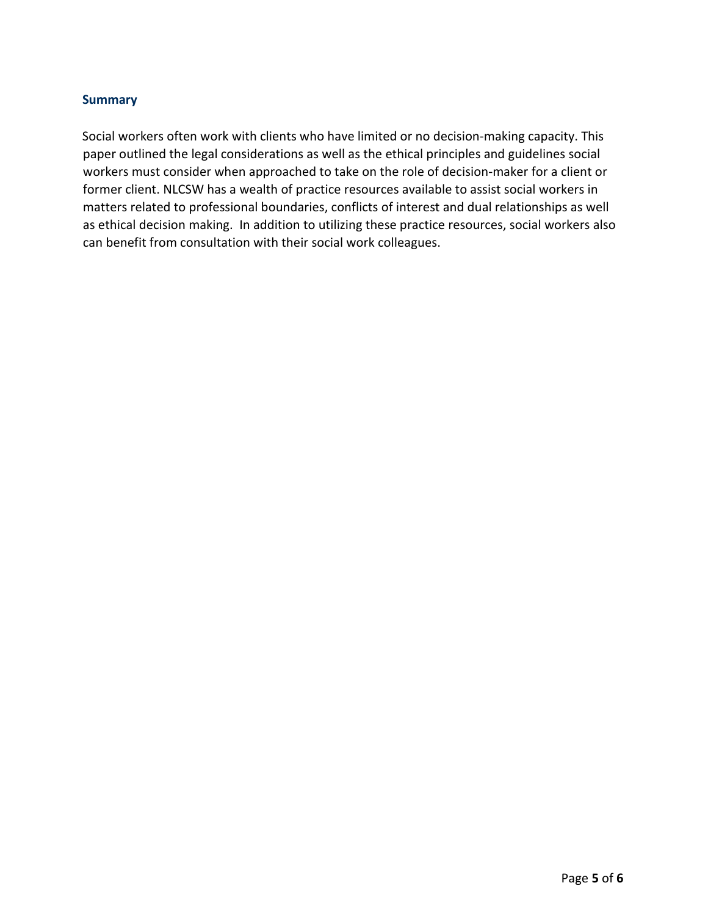## Summary

Social workers often work with clients who have limited or no decision-making capacity. This paper outlined the legal considerations as well as the ethical principles and guidelines social workers must consider when approached to take on the role of decision-maker for a client or former client. NLCSW has a wealth of practice resources available to assist social workers in matters related to professional boundaries, conflicts of interest and dual relationships as well as ethical decision making. In addition to utilizing these practice resources, social workers also can benefit from consultation with their social work colleagues.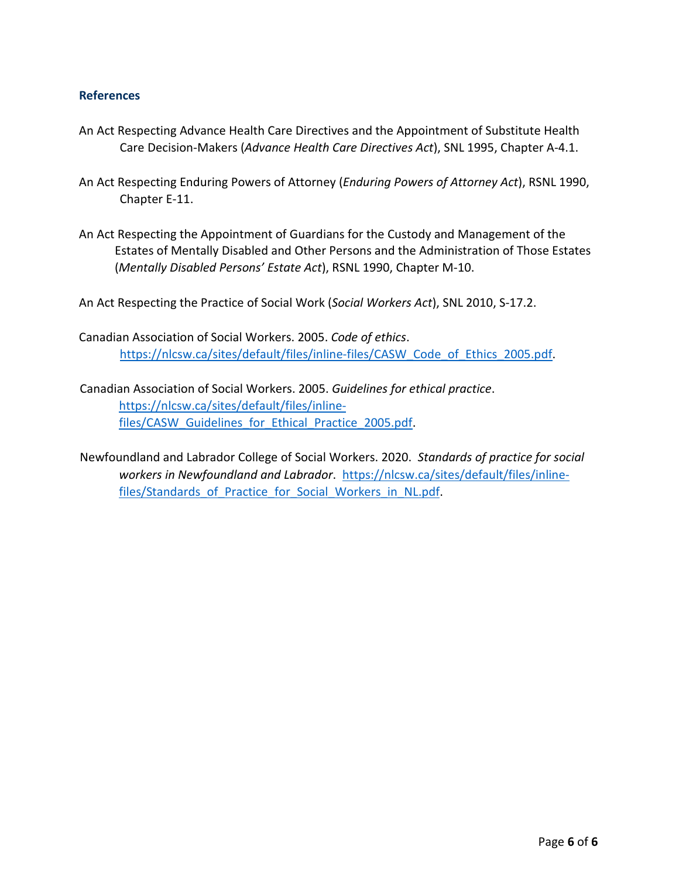### References

An Act Respecting Advance Health Care Directives and the Appointment of Substitute Health Care Decision-Makers (*Advance Health Care Directives Act*), SNL 1995, Chapter A-4.1.

An Act Respecting Enduring Powers of Attorney (*Enduring Powers of Attorney Act*), RSNL 1990, Chapter E-11.

An Act Respecting the Appointment of Guardians for the Custody and Management of the Estates of Mentally Disabled and Other Persons and the Administration of Those Estates (*Mentally Disabled Persons' Estate Act*), RSNL 1990, Chapter M-10.

An Act Respecting the Practice of Social Work (*Social Workers Act*), SNL 2010, S-17.2.

Canadian Association of Social Workers. 2005. *Code of ethics*. https://nlcsw.ca/sites/default/files/inline-files/CASW_Code_of_Ethics_2005.pdf.

Canadian Association of Social Workers. 2005. *Guidelines for ethical practice*. https://nlcsw.ca/sites/default/files/inline-files/CASW_Guidelines_for_Ethical_Practice_2005.pdf.

Newfoundland and Labrador College of Social Workers. 2020. *Standards of practice for social workers in Newfoundland and Labrador*. https://nlcsw.ca/sites/default/files/inline-files/Standards_of_Practice_for_Social_Workers_in_NL.pdf.